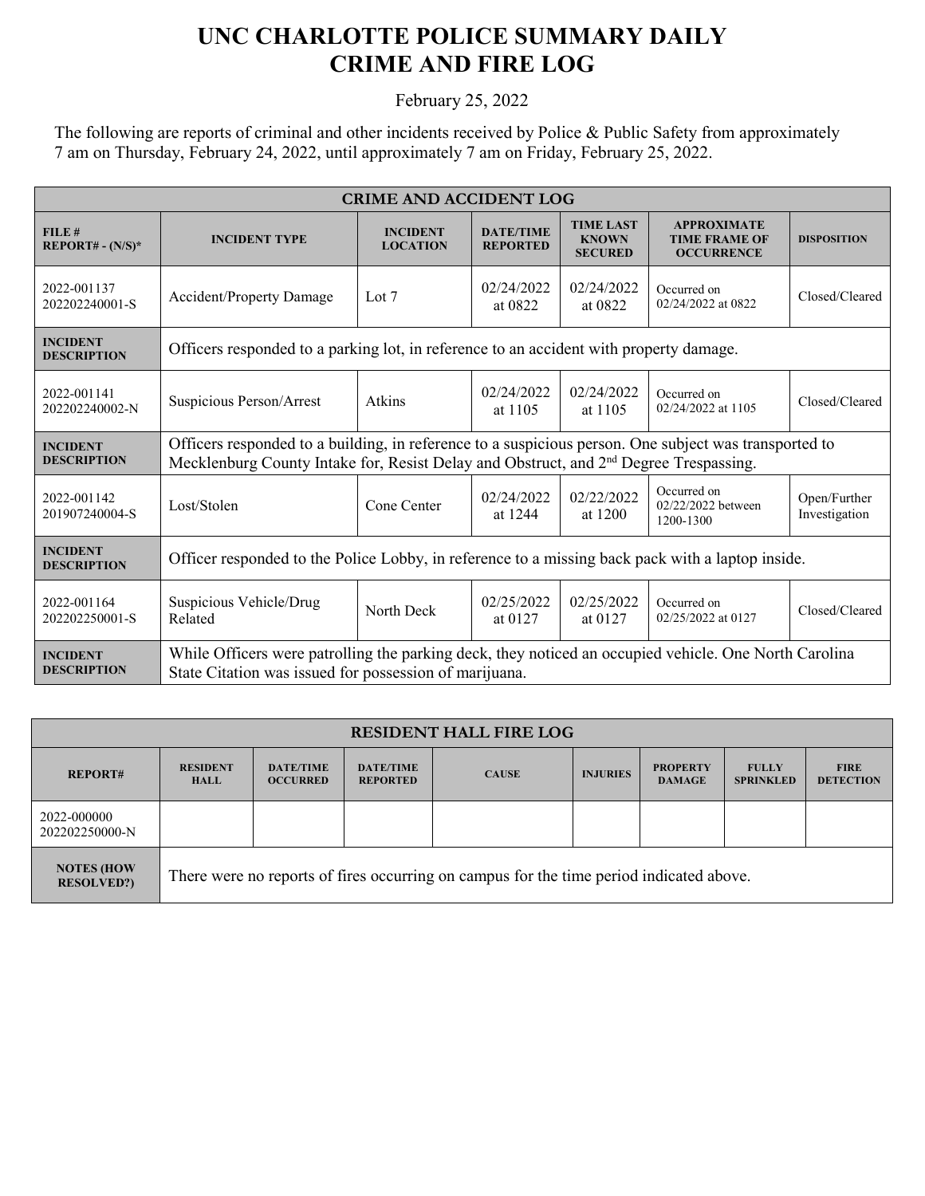# UNC CHARLOTTE POLICE SUMMARY DAILY CRIME AND FIRE LOG

February 25, 2022

The following are reports of criminal and other incidents received by Police & Public Safety from approximately 7 am on Thursday, February 24, 2022, until approximately 7 am on Friday, February 25, 2022.

| CRIME AND ACCIDENT LOG | | | | | | |
|---|---|---|---|---|---|---|
| **FILE # REPORT# - (N/S)*** | **INCIDENT TYPE** | **INCIDENT LOCATION** | **DATE/TIME REPORTED** | **TIME LAST KNOWN SECURED** | **APPROXIMATE TIME FRAME OF OCCURRENCE** | **DISPOSITION** |
| 2022-001137 202202240001-S | Accident/Property Damage | Lot 7 | 02/24/2022 at 0822 | 02/24/2022 at 0822 | Occurred on 02/24/2022 at 0822 | Closed/Cleared |
| **INCIDENT DESCRIPTION** | Officers responded to a parking lot, in reference to an accident with property damage. | | | | | |
| 2022-001141 202202240002-N | Suspicious Person/Arrest | Atkins | 02/24/2022 at 1105 | 02/24/2022 at 1105 | Occurred on 02/24/2022 at 1105 | Closed/Cleared |
| **INCIDENT DESCRIPTION** | Officers responded to a building, in reference to a suspicious person. One subject was transported to Mecklenburg County Intake for, Resist Delay and Obstruct, and 2nd Degree Trespassing. | | | | | |
| 2022-001142 201907240004-S | Lost/Stolen | Cone Center | 02/24/2022 at 1244 | 02/22/2022 at 1200 | Occurred on 02/22/2022 between 1200-1300 | Open/Further Investigation |
| **INCIDENT DESCRIPTION** | Officer responded to the Police Lobby, in reference to a missing back pack with a laptop inside. | | | | | |
| 2022-001164 202202250001-S | Suspicious Vehicle/Drug Related | North Deck | 02/25/2022 at 0127 | 02/25/2022 at 0127 | Occurred on 02/25/2022 at 0127 | Closed/Cleared |
| **INCIDENT DESCRIPTION** | While Officers were patrolling the parking deck, they noticed an occupied vehicle. One North Carolina State Citation was issued for possession of marijuana. | | | | | |

| RESIDENT HALL FIRE LOG | | | | | | | | |
|---|---|---|---|---|---|---|---|---|
| **REPORT#** | **RESIDENT HALL** | **DATE/TIME OCCURRED** | **DATE/TIME REPORTED** | **CAUSE** | **INJURIES** | **PROPERTY DAMAGE** | **FULLY SPRINKLED** | **FIRE DETECTION** |
| 2022-000000 202202250000-N | | | | | | | | |
| **NOTES (HOW RESOLVED?)** | There were no reports of fires occurring on campus for the time period indicated above. | | | | | | | |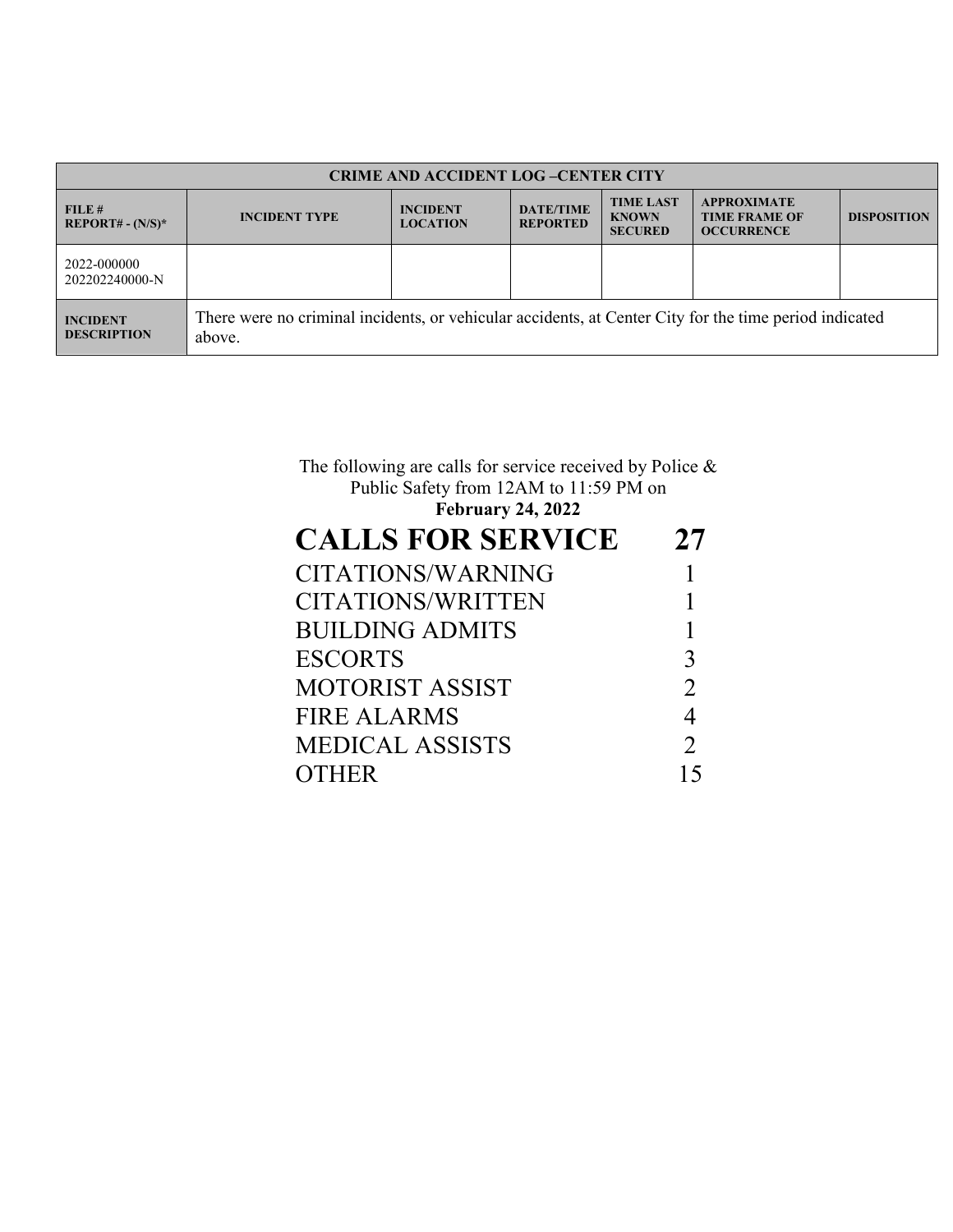| CRIME AND ACCIDENT LOG –CENTER CITY | | | | | | |
|---|---|---|---|---|---|---|
| **FILE # REPORT# - (N/S)*** | **INCIDENT TYPE** | **INCIDENT LOCATION** | **DATE/TIME REPORTED** | **TIME LAST KNOWN SECURED** | **APPROXIMATE TIME FRAME OF OCCURRENCE** | **DISPOSITION** |
| 2022-000000 202202240000-N | | | | | | |
| **INCIDENT DESCRIPTION** | There were no criminal incidents, or vehicular accidents, at Center City for the time period indicated above. | | | | | |

The following are calls for service received by Police & Public Safety from 12AM to 11:59 PM on
**February 24, 2022**

| | |
|---|---|
| **CALLS FOR SERVICE** | **27** |
| CITATIONS/WARNING | 1 |
| CITATIONS/WRITTEN | 1 |
| BUILDING ADMITS | 1 |
| ESCORTS | 3 |
| MOTORIST ASSIST | 2 |
| FIRE ALARMS | 4 |
| MEDICAL ASSISTS | 2 |
| OTHER | 15 |